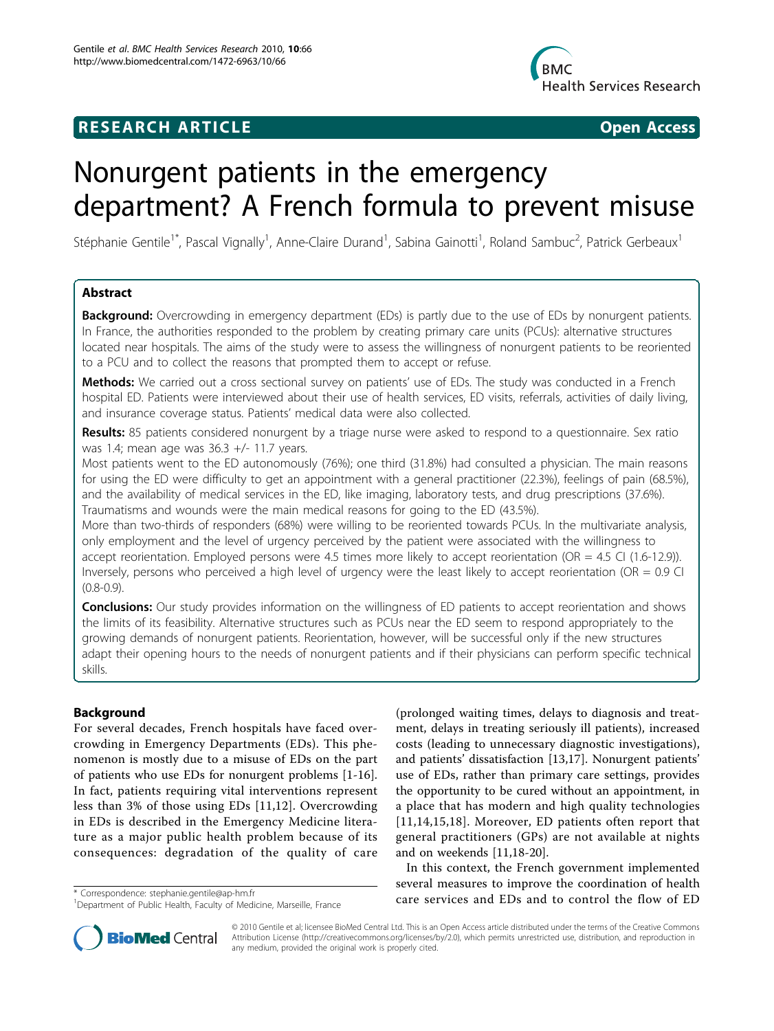**RESEARCH ARTICLE** **Open Access**

# Nonurgent patients in the emergency department? A French formula to prevent misuse

Stéphanie Gentile[1*], Pascal Vignally[1], Anne-Claire Durand[1], Sabina Gainotti[1], Roland Sambuc[2], Patrick Gerbeaux[1]

## Abstract

**Background:** Overcrowding in emergency department (EDs) is partly due to the use of EDs by nonurgent patients. In France, the authorities responded to the problem by creating primary care units (PCUs): alternative structures located near hospitals. The aims of the study were to assess the willingness of nonurgent patients to be reoriented to a PCU and to collect the reasons that prompted them to accept or refuse.

**Methods:** We carried out a cross sectional survey on patients' use of EDs. The study was conducted in a French hospital ED. Patients were interviewed about their use of health services, ED visits, referrals, activities of daily living, and insurance coverage status. Patients' medical data were also collected.

**Results:** 85 patients considered nonurgent by a triage nurse were asked to respond to a questionnaire. Sex ratio was 1.4; mean age was 36.3 +/- 11.7 years.

Most patients went to the ED autonomously (76%); one third (31.8%) had consulted a physician. The main reasons for using the ED were difficulty to get an appointment with a general practitioner (22.3%), feelings of pain (68.5%), and the availability of medical services in the ED, like imaging, laboratory tests, and drug prescriptions (37.6%). Traumatisms and wounds were the main medical reasons for going to the ED (43.5%).

More than two-thirds of responders (68%) were willing to be reoriented towards PCUs. In the multivariate analysis, only employment and the level of urgency perceived by the patient were associated with the willingness to accept reorientation. Employed persons were 4.5 times more likely to accept reorientation (OR = 4.5 CI (1.6-12.9)). Inversely, persons who perceived a high level of urgency were the least likely to accept reorientation (OR = 0.9 CI (0.8-0.9).

**Conclusions:** Our study provides information on the willingness of ED patients to accept reorientation and shows the limits of its feasibility. Alternative structures such as PCUs near the ED seem to respond appropriately to the growing demands of nonurgent patients. Reorientation, however, will be successful only if the new structures adapt their opening hours to the needs of nonurgent patients and if their physicians can perform specific technical skills.

## Background

For several decades, French hospitals have faced overcrowding in Emergency Departments (EDs). This phenomenon is mostly due to a misuse of EDs on the part of patients who use EDs for nonurgent problems [1-16]. In fact, patients requiring vital interventions represent less than 3% of those using EDs [11,12]. Overcrowding in EDs is described in the Emergency Medicine literature as a major public health problem because of its consequences: degradation of the quality of care (prolonged waiting times, delays to diagnosis and treatment, delays in treating seriously ill patients), increased costs (leading to unnecessary diagnostic investigations), and patients' dissatisfaction [13,17]. Nonurgent patients' use of EDs, rather than primary care settings, provides the opportunity to be cured without an appointment, in a place that has modern and high quality technologies [11,14,15,18]. Moreover, ED patients often report that general practitioners (GPs) are not available at nights and on weekends [11,18-20].

In this context, the French government implemented several measures to improve the coordination of health care services and EDs and to control the flow of ED

\* Correspondence: stephanie.gentile@ap-hm.fr
[1]Department of Public Health, Faculty of Medicine, Marseille, France

© 2010 Gentile et al; licensee BioMed Central Ltd. This is an Open Access article distributed under the terms of the Creative Commons Attribution License (http://creativecommons.org/licenses/by/2.0), which permits unrestricted use, distribution, and reproduction in any medium, provided the original work is properly cited.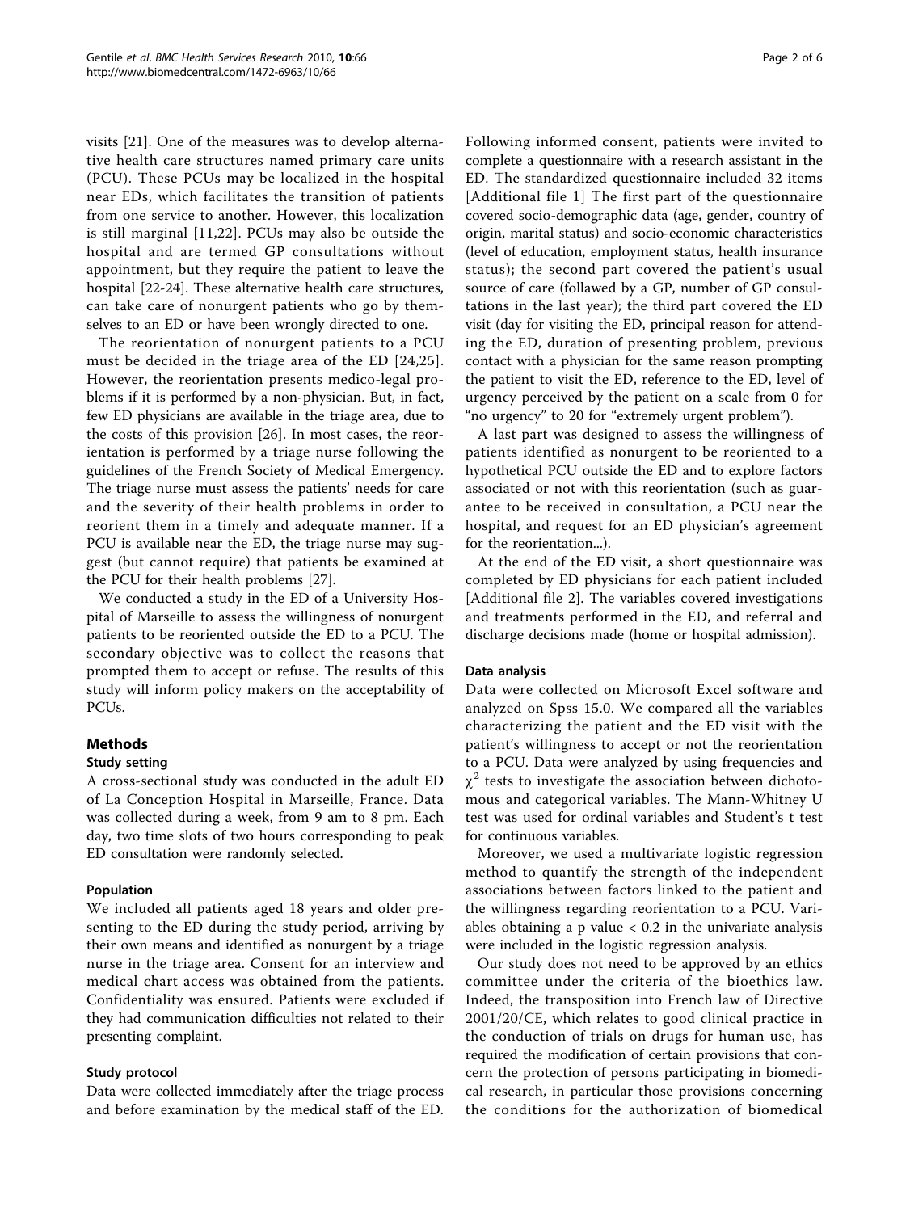visits [21]. One of the measures was to develop alternative health care structures named primary care units (PCU). These PCUs may be localized in the hospital near EDs, which facilitates the transition of patients from one service to another. However, this localization is still marginal [11,22]. PCUs may also be outside the hospital and are termed GP consultations without appointment, but they require the patient to leave the hospital [22-24]. These alternative health care structures, can take care of nonurgent patients who go by themselves to an ED or have been wrongly directed to one.

The reorientation of nonurgent patients to a PCU must be decided in the triage area of the ED [24,25]. However, the reorientation presents medico-legal problems if it is performed by a non-physician. But, in fact, few ED physicians are available in the triage area, due to the costs of this provision [26]. In most cases, the reorientation is performed by a triage nurse following the guidelines of the French Society of Medical Emergency. The triage nurse must assess the patients' needs for care and the severity of their health problems in order to reorient them in a timely and adequate manner. If a PCU is available near the ED, the triage nurse may suggest (but cannot require) that patients be examined at the PCU for their health problems [27].

We conducted a study in the ED of a University Hospital of Marseille to assess the willingness of nonurgent patients to be reoriented outside the ED to a PCU. The secondary objective was to collect the reasons that prompted them to accept or refuse. The results of this study will inform policy makers on the acceptability of PCUs.

## Methods

### Study setting

A cross-sectional study was conducted in the adult ED of La Conception Hospital in Marseille, France. Data was collected during a week, from 9 am to 8 pm. Each day, two time slots of two hours corresponding to peak ED consultation were randomly selected.

### Population

We included all patients aged 18 years and older presenting to the ED during the study period, arriving by their own means and identified as nonurgent by a triage nurse in the triage area. Consent for an interview and medical chart access was obtained from the patients. Confidentiality was ensured. Patients were excluded if they had communication difficulties not related to their presenting complaint.

### Study protocol

Data were collected immediately after the triage process and before examination by the medical staff of the ED. Following informed consent, patients were invited to complete a questionnaire with a research assistant in the ED. The standardized questionnaire included 32 items [Additional file 1] The first part of the questionnaire covered socio-demographic data (age, gender, country of origin, marital status) and socio-economic characteristics (level of education, employment status, health insurance status); the second part covered the patient's usual source of care (follawed by a GP, number of GP consultations in the last year); the third part covered the ED visit (day for visiting the ED, principal reason for attending the ED, duration of presenting problem, previous contact with a physician for the same reason prompting the patient to visit the ED, reference to the ED, level of urgency perceived by the patient on a scale from 0 for "no urgency" to 20 for "extremely urgent problem").

A last part was designed to assess the willingness of patients identified as nonurgent to be reoriented to a hypothetical PCU outside the ED and to explore factors associated or not with this reorientation (such as guarantee to be received in consultation, a PCU near the hospital, and request for an ED physician's agreement for the reorientation...).

At the end of the ED visit, a short questionnaire was completed by ED physicians for each patient included [Additional file 2]. The variables covered investigations and treatments performed in the ED, and referral and discharge decisions made (home or hospital admission).

### Data analysis

Data were collected on Microsoft Excel software and analyzed on Spss 15.0. We compared all the variables characterizing the patient and the ED visit with the patient's willingness to accept or not the reorientation to a PCU. Data were analyzed by using frequencies and $\chi^2$ tests to investigate the association between dichotomous and categorical variables. The Mann-Whitney U test was used for ordinal variables and Student's t test for continuous variables.

Moreover, we used a multivariate logistic regression method to quantify the strength of the independent associations between factors linked to the patient and the willingness regarding reorientation to a PCU. Variables obtaining a p value $< 0.2$ in the univariate analysis were included in the logistic regression analysis.

Our study does not need to be approved by an ethics committee under the criteria of the bioethics law. Indeed, the transposition into French law of Directive 2001/20/CE, which relates to good clinical practice in the conduction of trials on drugs for human use, has required the modification of certain provisions that concern the protection of persons participating in biomedical research, in particular those provisions concerning the conditions for the authorization of biomedical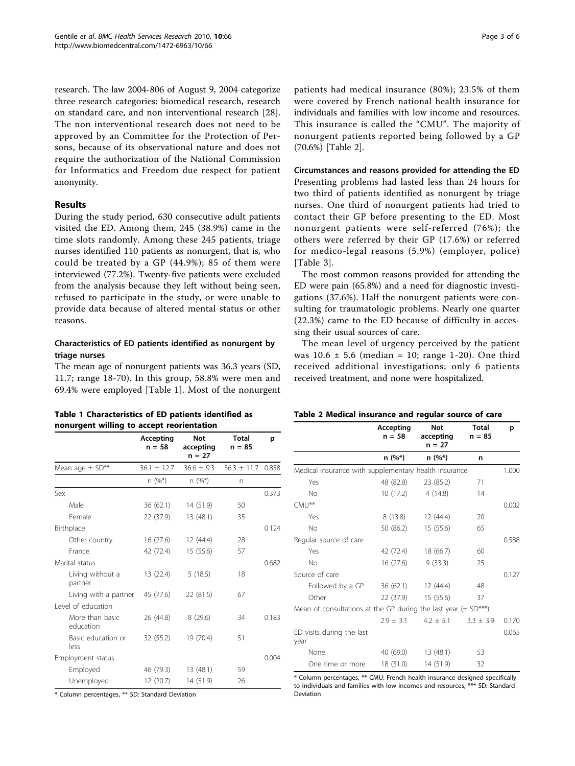research. The law 2004-806 of August 9, 2004 categorize three research categories: biomedical research, research on standard care, and non interventional research [28]. The non interventional research does not need to be approved by an Committee for the Protection of Persons, because of its observational nature and does not require the authorization of the National Commission for Informatics and Freedom due respect for patient anonymity.

## Results

During the study period, 630 consecutive adult patients visited the ED. Among them, 245 (38.9%) came in the time slots randomly. Among these 245 patients, triage nurses identified 110 patients as nonurgent, that is, who could be treated by a GP (44.9%); 85 of them were interviewed (77.2%). Twenty-five patients were excluded from the analysis because they left without being seen, refused to participate in the study, or were unable to provide data because of altered mental status or other reasons.

### Characteristics of ED patients identified as nonurgent by triage nurses

The mean age of nonurgent patients was 36.3 years (SD, 11.7; range 18-70). In this group, 58.8% were men and 69.4% were employed [Table 1]. Most of the nonurgent patients had medical insurance (80%); 23.5% of them were covered by French national health insurance for individuals and families with low income and resources. This insurance is called the "CMU". The majority of nonurgent patients reported being followed by a GP (70.6%) [Table 2].

### Circumstances and reasons provided for attending the ED

Presenting problems had lasted less than 24 hours for two third of patients identified as nonurgent by triage nurses. One third of nonurgent patients had tried to contact their GP before presenting to the ED. Most nonurgent patients were self-referred (76%); the others were referred by their GP (17.6%) or referred for medico-legal reasons (5.9%) (employer, police) [Table 3].

The most common reasons provided for attending the ED were pain (65.8%) and a need for diagnostic investigations (37.6%). Half the nonurgent patients were consulting for traumatologic problems. Nearly one quarter (22.3%) came to the ED because of difficulty in accessing their usual sources of care.

The mean level of urgency perceived by the patient was 10.6 ± 5.6 (median = 10; range 1-20). One third received additional investigations; only 6 patients received treatment, and none were hospitalized.

**Table 1 Characteristics of ED patients identified as nonurgent willing to accept reorientation**

| | Accepting n = 58 | Not accepting n = 27 | Total n = 85 | p |
|---|---|---|---|---|
| Mean age ± SD** | 36.1 ± 12.7 | 36.6 ± 9.3 | 36.3 ± 11.7 | 0.858 |
| | n (%*) | n (%*) | n | |
| Sex | | | | 0.373 |
| Male | 36 (62.1) | 14 (51.9) | 50 | |
| Female | 22 (37.9) | 13 (48.1) | 35 | |
| Birthplace | | | | 0.124 |
| Other country | 16 (27.6) | 12 (44.4) | 28 | |
| France | 42 (72.4) | 15 (55.6) | 57 | |
| Marital status | | | | 0.682 |
| Living without a partner | 13 (22.4) | 5 (18.5) | 18 | |
| Living with a partner | 45 (77.6) | 22 (81.5) | 67 | |
| Level of education | | | | |
| More than basic education | 26 (44.8) | 8 (29.6) | 34 | 0.183 |
| Basic education or less | 32 (55.2) | 19 (70.4) | 51 | |
| Employment status | | | | 0.004 |
| Employed | 46 (79.3) | 13 (48.1) | 59 | |
| Unemployed | 12 (20.7) | 14 (51.9) | 26 | |

\* Column percentages, ** SD: Standard Deviation

**Table 2 Medical insurance and regular source of care**

| | Accepting n = 58 | Not accepting n = 27 | Total n = 85 | p |
|---|---|---|---|---|
| | n (%*) | n (%*) | n | |
| Medical insurance with supplementary health insurance | | | | 1.000 |
| Yes | 48 (82.8) | 23 (85.2) | 71 | |
| No | 10 (17.2) | 4 (14.8) | 14 | |
| CMU** | | | | 0.002 |
| Yes | 8 (13.8) | 12 (44.4) | 20 | |
| No | 50 (86.2) | 15 (55.6) | 65 | |
| Regular source of care | | | | 0.588 |
| Yes | 42 (72.4) | 18 (66.7) | 60 | |
| No | 16 (27.6) | 9 (33.3) | 25 | |
| Source of care | | | | 0.127 |
| Followed by a GP | 36 (62.1) | 12 (44.4) | 48 | |
| Other | 22 (37.9) | 15 (55.6) | 37 | |
| Mean of consultations at the GP during the last year (± SD***) | 2.9 ± 3.1 | 4.2 ± 5.1 | 3.3 ± 3.9 | 0.170 |
| ED visits during the last year | | | | 0.065 |
| None | 40 (69.0) | 13 (48.1) | 53 | |
| One time or more | 18 (31.0) | 14 (51.9) | 32 | |

\* Column percentages, ** CMU: French health insurance designed specifically to individuals and families with low incomes and resources, *** SD: Standard Deviation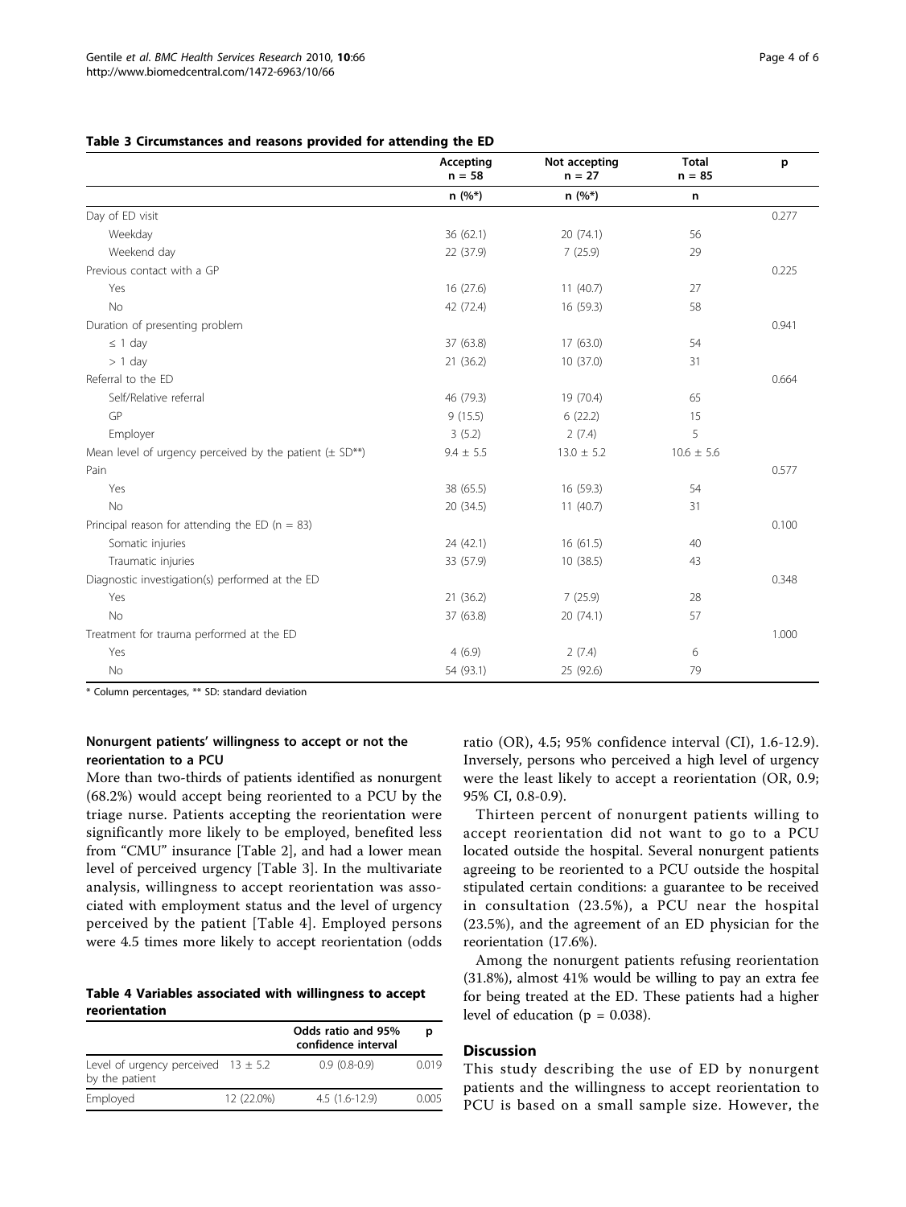**Table 3 Circumstances and reasons provided for attending the ED**

| | Accepting n = 58 | Not accepting n = 27 | Total n = 85 | p |
|---|---|---|---|---|
| | n (%*) | n (%*) | n | |
| Day of ED visit | | | | 0.277 |
| Weekday | 36 (62.1) | 20 (74.1) | 56 | |
| Weekend day | 22 (37.9) | 7 (25.9) | 29 | |
| Previous contact with a GP | | | | 0.225 |
| Yes | 16 (27.6) | 11 (40.7) | 27 | |
| No | 42 (72.4) | 16 (59.3) | 58 | |
| Duration of presenting problem | | | | 0.941 |
| ≤ 1 day | 37 (63.8) | 17 (63.0) | 54 | |
| > 1 day | 21 (36.2) | 10 (37.0) | 31 | |
| Referral to the ED | | | | 0.664 |
| Self/Relative referral | 46 (79.3) | 19 (70.4) | 65 | |
| GP | 9 (15.5) | 6 (22.2) | 15 | |
| Employer | 3 (5.2) | 2 (7.4) | 5 | |
| Mean level of urgency perceived by the patient (± SD**) | 9.4 ± 5.5 | 13.0 ± 5.2 | 10.6 ± 5.6 | |
| Pain | | | | 0.577 |
| Yes | 38 (65.5) | 16 (59.3) | 54 | |
| No | 20 (34.5) | 11 (40.7) | 31 | |
| Principal reason for attending the ED (n = 83) | | | | 0.100 |
| Somatic injuries | 24 (42.1) | 16 (61.5) | 40 | |
| Traumatic injuries | 33 (57.9) | 10 (38.5) | 43 | |
| Diagnostic investigation(s) performed at the ED | | | | 0.348 |
| Yes | 21 (36.2) | 7 (25.9) | 28 | |
| No | 37 (63.8) | 20 (74.1) | 57 | |
| Treatment for trauma performed at the ED | | | | 1.000 |
| Yes | 4 (6.9) | 2 (7.4) | 6 | |
| No | 54 (93.1) | 25 (92.6) | 79 | |

* Column percentages, ** SD: standard deviation

### Nonurgent patients' willingness to accept or not the reorientation to a PCU

More than two-thirds of patients identified as nonurgent (68.2%) would accept being reoriented to a PCU by the triage nurse. Patients accepting the reorientation were significantly more likely to be employed, benefited less from "CMU" insurance [Table 2], and had a lower mean level of perceived urgency [Table 3]. In the multivariate analysis, willingness to accept reorientation was associated with employment status and the level of urgency perceived by the patient [Table 4]. Employed persons were 4.5 times more likely to accept reorientation (odds ratio (OR), 4.5; 95% confidence interval (CI), 1.6-12.9). Inversely, persons who perceived a high level of urgency were the least likely to accept a reorientation (OR, 0.9; 95% CI, 0.8-0.9).

**Table 4 Variables associated with willingness to accept reorientation**

| | | Odds ratio and 95% confidence interval | p |
|---|---|---|---|
| Level of urgency perceived by the patient | 13 ± 5.2 | 0.9 (0.8-0.9) | 0.019 |
| Employed | 12 (22.0%) | 4.5 (1.6-12.9) | 0.005 |

Thirteen percent of nonurgent patients willing to accept reorientation did not want to go to a PCU located outside the hospital. Several nonurgent patients agreeing to be reoriented to a PCU outside the hospital stipulated certain conditions: a guarantee to be received in consultation (23.5%), a PCU near the hospital (23.5%), and the agreement of an ED physician for the reorientation (17.6%).

Among the nonurgent patients refusing reorientation (31.8%), almost 41% would be willing to pay an extra fee for being treated at the ED. These patients had a higher level of education (p = 0.038).

## Discussion

This study describing the use of ED by nonurgent patients and the willingness to accept reorientation to PCU is based on a small sample size. However, the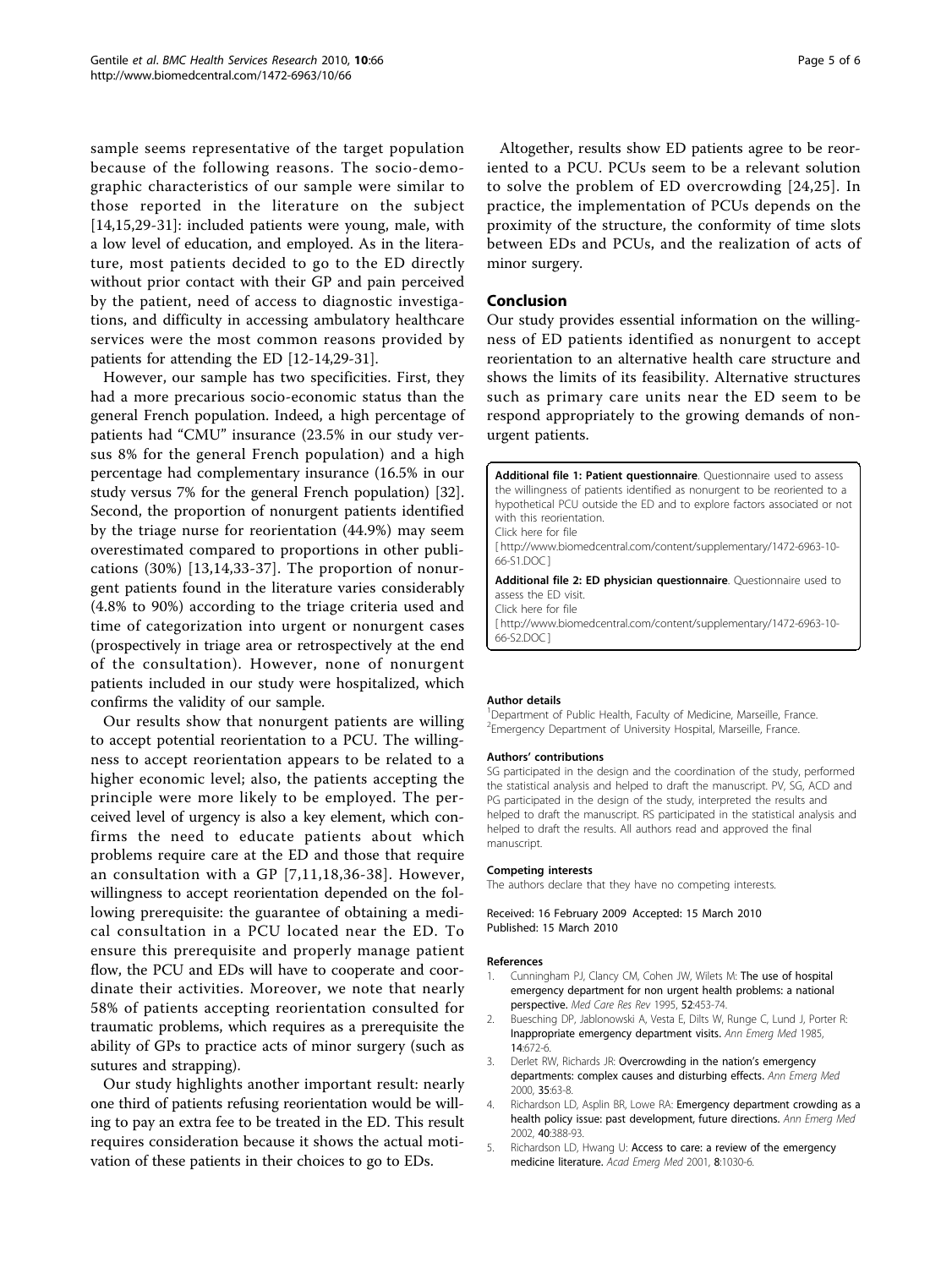sample seems representative of the target population because of the following reasons. The socio-demographic characteristics of our sample were similar to those reported in the literature on the subject [14,15,29-31]: included patients were young, male, with a low level of education, and employed. As in the literature, most patients decided to go to the ED directly without prior contact with their GP and pain perceived by the patient, need of access to diagnostic investigations, and difficulty in accessing ambulatory healthcare services were the most common reasons provided by patients for attending the ED [12-14,29-31].

However, our sample has two specificities. First, they had a more precarious socio-economic status than the general French population. Indeed, a high percentage of patients had "CMU" insurance (23.5% in our study versus 8% for the general French population) and a high percentage had complementary insurance (16.5% in our study versus 7% for the general French population) [32]. Second, the proportion of nonurgent patients identified by the triage nurse for reorientation (44.9%) may seem overestimated compared to proportions in other publications (30%) [13,14,33-37]. The proportion of nonurgent patients found in the literature varies considerably (4.8% to 90%) according to the triage criteria used and time of categorization into urgent or nonurgent cases (prospectively in triage area or retrospectively at the end of the consultation). However, none of nonurgent patients included in our study were hospitalized, which confirms the validity of our sample.

Our results show that nonurgent patients are willing to accept potential reorientation to a PCU. The willingness to accept reorientation appears to be related to a higher economic level; also, the patients accepting the principle were more likely to be employed. The perceived level of urgency is also a key element, which confirms the need to educate patients about which problems require care at the ED and those that require an consultation with a GP [7,11,18,36-38]. However, willingness to accept reorientation depended on the following prerequisite: the guarantee of obtaining a medical consultation in a PCU located near the ED. To ensure this prerequisite and properly manage patient flow, the PCU and EDs will have to cooperate and coordinate their activities. Moreover, we note that nearly 58% of patients accepting reorientation consulted for traumatic problems, which requires as a prerequisite the ability of GPs to practice acts of minor surgery (such as sutures and strapping).

Our study highlights another important result: nearly one third of patients refusing reorientation would be willing to pay an extra fee to be treated in the ED. This result requires consideration because it shows the actual motivation of these patients in their choices to go to EDs.

Altogether, results show ED patients agree to be reoriented to a PCU. PCUs seem to be a relevant solution to solve the problem of ED overcrowding [24,25]. In practice, the implementation of PCUs depends on the proximity of the structure, the conformity of time slots between EDs and PCUs, and the realization of acts of minor surgery.

## Conclusion

Our study provides essential information on the willingness of ED patients identified as nonurgent to accept reorientation to an alternative health care structure and shows the limits of its feasibility. Alternative structures such as primary care units near the ED seem to be respond appropriately to the growing demands of nonurgent patients.

**Additional file 1: Patient questionnaire**. Questionnaire used to assess the willingness of patients identified as nonurgent to be reoriented to a hypothetical PCU outside the ED and to explore factors associated or not with this reorientation.
Click here for file
[ http://www.biomedcentral.com/content/supplementary/1472-6963-10-66-S1.DOC ]

**Additional file 2: ED physician questionnaire**. Questionnaire used to assess the ED visit.
Click here for file
[ http://www.biomedcentral.com/content/supplementary/1472-6963-10-66-S2.DOC ]

#### Author details

[1]Department of Public Health, Faculty of Medicine, Marseille, France.
[2]Emergency Department of University Hospital, Marseille, France.

#### Authors' contributions

SG participated in the design and the coordination of the study, performed the statistical analysis and helped to draft the manuscript. PV, SG, ACD and PG participated in the design of the study, interpreted the results and helped to draft the manuscript. RS participated in the statistical analysis and helped to draft the results. All authors read and approved the final manuscript.

#### Competing interests

The authors declare that they have no competing interests.

Received: 16 February 2009 Accepted: 15 March 2010
Published: 15 March 2010

#### References

1. Cunningham PJ, Clancy CM, Cohen JW, Wilets M: **The use of hospital emergency department for non urgent health problems: a national perspective.** *Med Care Res Rev* 1995, **52**:453-74.
2. Buesching DP, Jablonowski A, Vesta E, Dilts W, Runge C, Lund J, Porter R: **Inappropriate emergency department visits.** *Ann Emerg Med* 1985, **14**:672-6.
3. Derlet RW, Richards JR: **Overcrowding in the nation's emergency departments: complex causes and disturbing effects.** *Ann Emerg Med* 2000, **35**:63-8.
4. Richardson LD, Asplin BR, Lowe RA: **Emergency department crowding as a health policy issue: past development, future directions.** *Ann Emerg Med* 2002, **40**:388-93.
5. Richardson LD, Hwang U: **Access to care: a review of the emergency medicine literature.** *Acad Emerg Med* 2001, **8**:1030-6.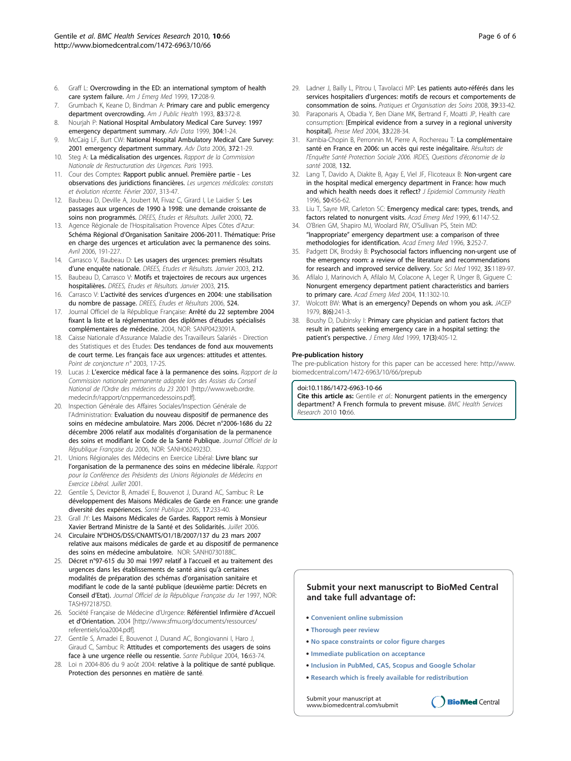6. Graff L: Overcrowding in the ED: an international symptom of health care system failure. *Am J Emerg Med* 1999, **17**:208-9.
7. Grumbach K, Keane D, Bindman A: Primary care and public emergency department overcrowding. *Am J Public Health* 1993, **83**:372-8.
8. Nourjah P: National Hospital Ambulatory Medical Care Survey: 1997 emergency department summary. *Adv Data* 1999, **304**:1-24.
9. McCaig LF, Burt CW: National Hospital Ambulatory Medical Care Survey: 2001 emergency department summary. *Adv Data* 2006, **372**:1-29.
10. Steg A: La médicalisation des urgences. *Rapport de la Commission Nationale de Restructuration des Urgences. Paris* 1993.
11. Cour des Comptes: Rapport public annuel. Première partie - Les observations des juridictions financières. *Les urgences médicales: constats et évolution récente. Février* 2007, 313-47.
12. Baubeau D, Deville A, Joubert M, Fivaz C, Girard I, Le Laidier S: Les passages aux urgences de 1990 à 1998: une demande croissante de soins non programmés. *DREES, Etudes et Résultats. Juillet* 2000, **72**.
13. Agence Régionale de l'Hospitalisation Provence Alpes Côtes d'Azur: Schéma Régional d'Organisation Sanitaire 2006-2011. Thématique: Prise en charge des urgences et articulation avec la permanence des soins. *Avril* 2006, 191-227.
14. Carrasco V, Baubeau D: Les usagers des urgences: premiers résultats d'une enquête nationale. *DREES, Etudes et Résultats. Janvier* 2003, **212**.
15. Baubeau D, Carrasco V: Motifs et trajectoires de recours aux urgences hospitalières. *DREES, Etudes et Résultats. Janvier* 2003, **215**.
16. Carrasco V: L'activité des services d'urgences en 2004: une stabilisation du nombre de passage. *DREES, Etudes et Résultats* 2006, **524**.
17. Journal Officiel de la République Française: Arrêté du 22 septembre 2004 fixant la liste et la réglementation des diplômes d'études spécialisés complémentaires de médecine. 2004, NOR: SANP0423091A.
18. Caisse Nationale d'Assurance Maladie des Travailleurs Salariés - Direction des Statistiques et des Etudes: Des tendances de fond aux mouvements de court terme. Les français face aux urgences: attitudes et attentes. *Point de conjoncture n° 2003*, 17-25.
19. Lucas J: L'exercice médical face à la permanence des soins. *Rapport de la Commission nationale permanente adoptée lors des Assises du Conseil National de l'Ordre des médecins du 23* 2001 [http://www.web.ordre.medecin.fr/rapport/cnppermancedessoins.pdf].
20. Inspection Générale des Affaires Sociales/Inspection Générale de l'Administration: Evaluation du nouveau dispositif de permanence des soins en médecine ambulatoire. Mars 2006. Décret n°2006-1686 du 22 décembre 2006 relatif aux modalités d'organisation de la permanence des soins et modifiant le Code de la Santé Publique. *Journal Officiel de la République Française du* 2006, NOR: SANH0624923D.
21. Unions Régionales des Médecins en Exercice Libéral: Livre blanc sur l'organisation de la permanence des soins en médecine libérale. *Rapport pour la Conférence des Présidents des Unions Régionales de Médecins en Exercice Libéral. Juillet* 2001.
22. Gentile S, Devictor B, Amadeï E, Bouvenot J, Durand AC, Sambuc R: Le développement des Maisons Médicales de Garde en France: une grande diversité des expériences. *Santé Publique* 2005, **17**:233-40.
23. Grall JY: Les Maisons Médicales de Gardes. Rapport remis à Monsieur Xavier Bertrand Ministre de la Santé et des Solidarités. *Juillet* 2006.
24. Circulaire N°DHOS/DSS/CNAMTS/O1/1B/2007/137 du 23 mars 2007 relative aux maisons médicales de garde et au dispositif de permanence des soins en médecine ambulatoire. NOR: SANH0730188C.
25. Décret n°97-615 du 30 mai 1997 relatif à l'accueil et au traitement des urgences dans les établissements de santé ainsi qu'à certaines modalités de préparation des schémas d'organisation sanitaire et modifiant le code de la santé publique (deuxième partie: Décrets en Conseil d'Etat). *Journal Officiel de la République Française du 1er* 1997, NOR: TASH9721875D.
26. Société Française de Médecine d'Urgence: Référentiel Infirmière d'Accueil et d'Orientation. 2004 [http://www.sfmu.org/documents/ressources/referentiels/ioa2004.pdf].
27. Gentile S, Amadei E, Bouvenot J, Durand AC, Bongiovanni I, Haro J, Giraud C, Sambuc R: Attitudes et comportements des usagers de soins face à une urgence réelle ou ressentie. *Sante Publique* 2004, **16**:63-74.
28. Loi n 2004-806 du 9 août 2004: relative à la politique de santé publique. Protection des personnes en matière de santé.
29. Ladner J, Bailly L, Pitrou I, Tavolacci MP: Les patients auto-référés dans les services hospitaliers d'urgences: motifs de recours et comportements de consommation de soins. *Pratiques et Organisation des Soins* 2008, **39**:33-42.
30. Paraponaris A, Obadia Y, Ben Diane MK, Bertrand F, Moatti JP, Health care consumption: [Empirical evidence from a survey in a regional university hospital]. *Presse Med* 2004, **33**:228-34.
31. Kambia-Chopin B, Perronnin M, Pierre A, Rochereau T: La complémentaire santé en France en 2006: un accès qui reste inégalitaire. *Résultats de l'Enquête Santé Protection Sociale 2006. IRDES, Questions d'économie de la santé* 2008, **132**.
32. Lang T, Davido A, Diakite B, Agay E, Viel JF, Flicoteaux B: Non-urgent care in the hospital medical emergency department in France: how much and which health needs does it reflect? *J Epidemiol Community Health* 1996, **50**:456-62.
33. Liu T, Sayre MR, Carleton SC: Emergency medical care: types, trends, and factors related to nonurgent visits. *Acad Emerg Med* 1999, **6**:1147-52.
34. O'Brien GM, Shapiro MJ, Woolard RW, O'Sullivan PS, Stein MD: "Inappropriate" emergency department use: a comparison of three methodologies for identification. *Acad Emerg Med* 1996, **3**:252-7.
35. Padgett DK, Brodsky B: Psychosocial factors influencing non-urgent use of the emergency room: a review of the literature and recommendations for research and improved service delivery. *Soc Sci Med* 1992, **35**:1189-97.
36. Afilalo J, Marinovich A, Afilalo M, Colacone A, Leger R, Unger B, Giguere C: Nonurgent emergency department patient characteristics and barriers to primary care. *Acad Emerg Med* 2004, **11**:1302-10.
37. Wolcott BW: What is an emergency? Depends on whom you ask. *JACEP* 1979, **8(6)**:241-3.
38. Boushy D, Dubinsky I: Primary care physician and patient factors that result in patients seeking emergency care in a hospital setting: the patient's perspective. *J Emerg Med* 1999, **17(3)**:405-12.

### Pre-publication history

The pre-publication history for this paper can be accessed here: http://www.biomedcentral.com/1472-6963/10/66/prepub

doi:10.1186/1472-6963-10-66

**Cite this article as:** Gentile *et al.*: Nonurgent patients in the emergency department? A French formula to prevent misuse. *BMC Health Services Research* 2010 **10**:66.